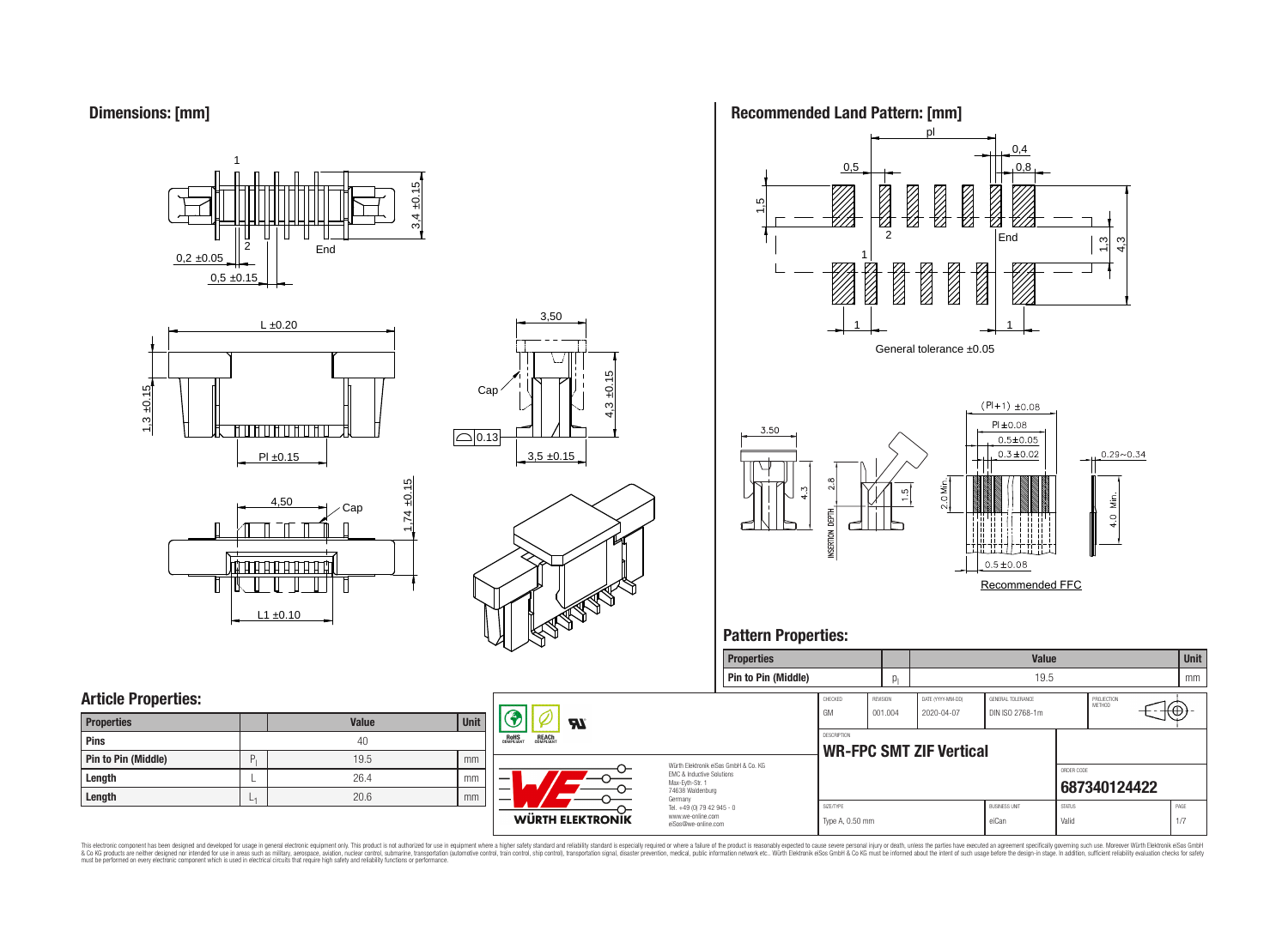## Dimensions: [mm]

## Recommended Land Pattern: [mm]

General tolerance ±0.05

Recommended FFC

## Pattern Properties:

| Properties | | Value | Unit |
|---|---|---|---|
| Pin to Pin (Middle) | $P_l$ | 19.5 | mm |

## Article Properties:

| Properties | | Value | Unit |
|---|---|---|---|
| Pins | | 40 | |
| Pin to Pin (Middle) | $P_l$ | 19.5 | mm |
| Length | L | 26.4 | mm |
| Length | $L_1$ | 20.6 | mm |

| CHECKED | REVISION | DATE (YYYY-MM-DD) | GENERAL TOLERANCE | PROJECTION METHOD |
|---|---|---|---|---|
| GM | 001.004 | 2020-04-07 | DIN ISO 2768-1m | |

DESCRIPTION

**WR-FPC SMT ZIF Vertical**

ORDER CODE

**687340124422**

| SIZE/TYPE | BUSINESS UNIT | STATUS | PAGE |
|---|---|---|---|
| Type A, 0.50 mm | eiCan | Valid | 1/7 |

Würth Elektronik eiSos GmbH & Co. KG
EMC & Inductive Solutions
Max-Eyth-Str. 1
74638 Waldenburg
Germany
Tel. +49 (0) 79 42 945 - 0
www.we-online.com
eiSos@we-online.com

This electronic component has been designed and developed for usage in general electronic equipment only. This product is not authorized for use in equipment where a higher safety standard and reliability standard is especially required or where a failure of the product is reasonably expected to cause severe personal injury or death, unless the parties have executed an agreement specifically governing such use. Moreover Würth Elektronik eiSos GmbH & Co KG products are neither designed nor intended for use in areas such as military, aerospace, aviation, nuclear control, submarine, transportation (automotive control, train control, ship control), transportation signal, disaster prevention, medical, public information network etc.. Würth Elektronik eiSos GmbH & Co KG must be informed about the intent of such usage before the design-in stage. In addition, sufficient reliability evaluation checks for safety must be performed on every electronic component which is used in electrical circuits that require high safety and reliability functions or performance.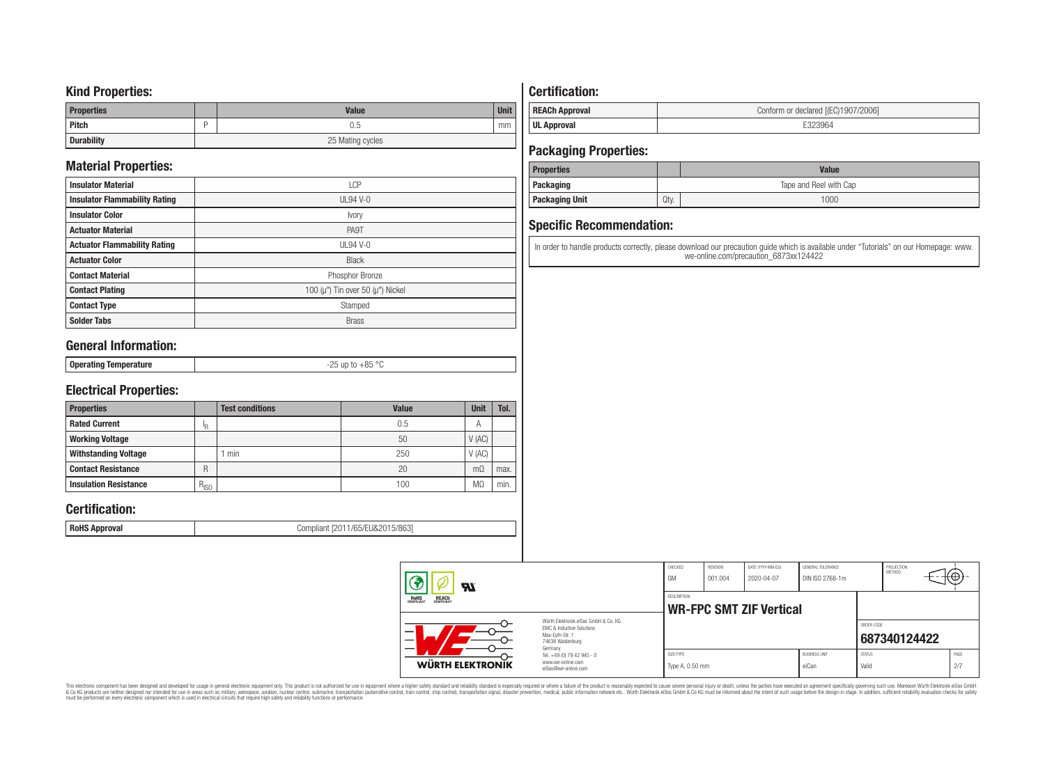## Kind Properties:

| Properties | | Value | Unit |
|---|---|---|---|
| Pitch | P | 0.5 | mm |
| Durability | | 25 Mating cycles | |

## Material Properties:

| | |
|---|---|
| Insulator Material | LCP |
| Insulator Flammability Rating | UL94 V-0 |
| Insulator Color | Ivory |
| Actuator Material | PA9T |
| Actuator Flammability Rating | UL94 V-0 |
| Actuator Color | Black |
| Contact Material | Phosphor Bronze |
| Contact Plating | 100 (µ") Tin over 50 (µ") Nickel |
| Contact Type | Stamped |
| Solder Tabs | Brass |

## General Information:

| | |
|---|---|
| Operating Temperature | -25 up to +85 °C |

## Electrical Properties:

| Properties | | Test conditions | Value | Unit | Tol. |
|---|---|---|---|---|---|
| Rated Current | $I_R$ | | 0.5 | A | |
| Working Voltage | | | 50 | V (AC) | |
| Withstanding Voltage | | 1 min | 250 | V (AC) | |
| Contact Resistance | R | | 20 | mΩ | max. |
| Insulation Resistance | $R_{ISO}$ | | 100 | MΩ | min. |

## Certification:

| | |
|---|---|
| RoHS Approval | Compliant [2011/65/EU&2015/863] |

## Certification:

| | |
|---|---|
| REACh Approval | Conform or declared [(EC)1907/2006] |
| UL Approval | E323964 |

## Packaging Properties:

| Properties | | Value |
|---|---|---|
| Packaging | | Tape and Reel with Cap |
| Packaging Unit | Qty. | 1000 |

## Specific Recommendation:

In order to handle products correctly, please download our precaution guide which is available under "Tutorials" on our Homepage: www.we-online.com/precaution_6873xx124422

| CHECKED | REVISION | DATE (YYYY-MM-DD) | GENERAL TOLERANCE | PROJECTION METHOD |
|---|---|---|---|---|
| GM | 001.004 | 2020-04-07 | DIN ISO 2768-1m | |

DESCRIPTION: **WR-FPC SMT ZIF Vertical**

ORDER CODE: **687340124422**

| SIZE/TYPE | BUSINESS UNIT | STATUS | PAGE |
|---|---|---|---|
| Type A, 0.50 mm | eiCan | Valid | 2/7 |

Würth Elektronik eiSos GmbH & Co. KG
EMC & Inductive Solutions
Max-Eyth-Str. 1
74638 Waldenburg
Germany
Tel. +49 (0) 79 42 945 - 0
www.we-online.com
eiSos@we-online.com

This electronic component has been designed and developed for usage in general electronic equipment only. This product is not authorized for use in equipment where a higher safety standard and reliability standard is especially required or where a failure of the product is reasonably expected to cause severe personal injury or death, unless the parties have executed an agreement specifically governing such use. Moreover Würth Elektronik eiSos GmbH & Co KG products are neither designed nor intended for use in areas such as military, aerospace, aviation, nuclear control, submarine, transportation (automotive control, train control, ship control), transportation signal, disaster prevention, medical, public information network etc.. Würth Elektronik eiSos GmbH & Co KG must be informed about the intent of such usage before the design-in stage. In addition, sufficient reliability evaluation checks for safety must be performed on every electronic component which is used in electrical circuits that require high safety and reliability functions or performance.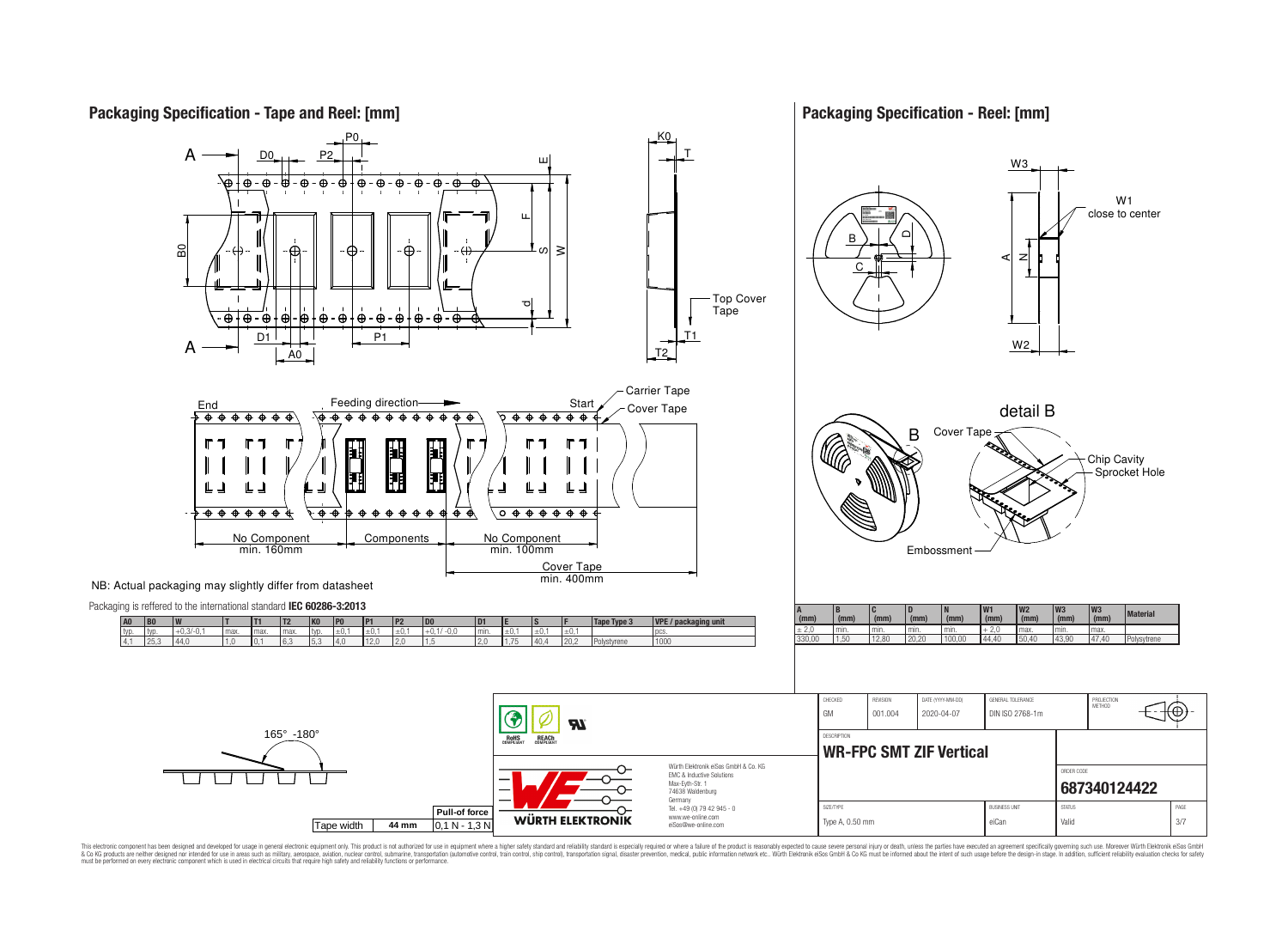## Packaging Specification - Tape and Reel: [mm]

NB: Actual packaging may slightly differ from datasheet

Packaging is reffered to the international standard **IEC 60286-3:2013**

| A0 | B0 | W | T | T1 | T2 | K0 | P0 | P1 | P2 | D0 | D1 | E | S | F | Tape Type 3 | VPE / packaging unit |
|---|---|---|---|---|---|---|---|---|---|---|---|---|---|---|---|---|
| typ. | typ. | +0,3/-0,1 | max. | max. | max. | typ. | ±0,1 | ±0,1 | ±0,1 | +0,1/-0,0 | min. | ±0,1 | ±0,1 | ±0,1 | | pcs. |
| 4,1 | 25,3 | 44,0 | 1,0 | 0,1 | 6,3 | 5,3 | 4,0 | 12,0 | 2,0 | 1,5 | 2,0 | 1,75 | 40,4 | 20,2 | Polystyrene | 1000 |

| Tape width | 44 mm |
|---|---|
| Pull-of force | 0,1 N - 1,3 N |

165° -180°

## Packaging Specification - Reel: [mm]

| A (mm) | B (mm) | C (mm) | D (mm) | N (mm) | W1 (mm) | W2 (mm) | W3 (mm) | W3 (mm) | Material |
|---|---|---|---|---|---|---|---|---|---|
| ± 2,0 | min. | min. | min. | min. | + 2,0 | max. | min. | max. | |
| 330,00 | 1,50 | 12,80 | 20,20 | 100,00 | 44,40 | 50,40 | 43,90 | 47,40 | Polystyrene |

| CHECKED | REVISION | DATE (YYYY-MM-DD) | GENERAL TOLERANCE | PROJECTION METHOD |
|---|---|---|---|---|
| GM | 001.004 | 2020-04-07 | DIN ISO 2768-1m | |

DESCRIPTION: **WR-FPC SMT ZIF Vertical**

ORDER CODE: **687340124422**

| SIZE/TYPE | BUSINESS UNIT | STATUS | PAGE |
|---|---|---|---|
| Type A, 0.50 mm | eiCan | Valid | 3/7 |

Würth Elektronik eiSos GmbH & Co. KG
EMC & Inductive Solutions
Max-Eyth-Str. 1
74638 Waldenburg
Germany
Tel. +49 (0) 79 42 945 - 0
www.we-online.com
eiSos@we-online.com

This electronic component has been designed and developed for usage in general electronic equipment only. This product is not authorized for use in equipment where a higher safety standard and reliability standard is especially required or where a failure of the product is reasonably expected to cause severe personal injury or death, unless the parties have executed an agreement specifically governing such use. Moreover Würth Elektronik eiSos GmbH & Co KG products are neither designed nor intended for use in areas such as military, aerospace, aviation, nuclear control, submarine, transportation (automotive control, train control, ship control), transportation signal, disaster prevention, medical, public information network etc.. Würth Elektronik eiSos GmbH & Co KG must be informed about the intent of such usage before the design-in stage. In addition, sufficient reliability evaluation checks for safety must be performed on every electronic component which is used in electrical circuits that require high safety and reliability functions or performance.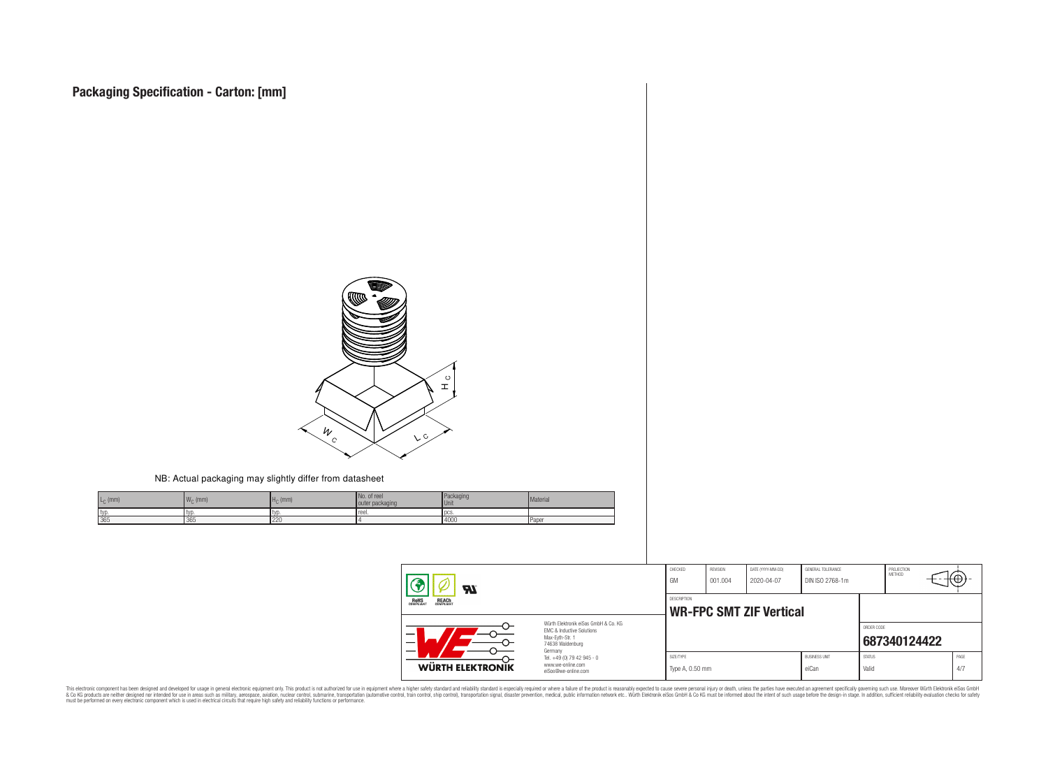# Packaging Specification - Carton: [mm]

NB: Actual packaging may slightly differ from datasheet

| $L_C$ (mm) | $W_C$ (mm) | $H_C$ (mm) | No. of reel outer packaging | Packaging Unit | Material |
|---|---|---|---|---|---|
| typ. | typ. | typ. | reel. | pcs. | |
| 365 | 365 | 220 | 4 | 4000 | Paper |

| CHECKED | REVISION | DATE (YYYY-MM-DD) | GENERAL TOLERANCE | PROJECTION METHOD |
|---|---|---|---|---|
| GM | 001.004 | 2020-04-07 | DIN ISO 2768-1m | |

DESCRIPTION: **WR-FPC SMT ZIF Vertical**

ORDER CODE: **687340124422**

| SIZE/TYPE | BUSINESS UNIT | STATUS | PAGE |
|---|---|---|---|
| Type A, 0.50 mm | eiCan | Valid | 4/7 |

Würth Elektronik eiSos GmbH & Co. KG
EMC & Inductive Solutions
Max-Eyth-Str. 1
74638 Waldenburg
Germany
Tel. +49 (0) 79 42 945 - 0
www.we-online.com
eiSos@we-online.com

This electronic component has been designed and developed for usage in general electronic equipment only. This product is not authorized for use in equipment where a higher safety standard and reliability standard is especially required or where a failure of the product is reasonably expected to cause severe personal injury or death, unless the parties have executed an agreement specifically governing such use. Moreover Würth Elektronik eiSos GmbH & Co KG products are neither designed nor intended for use in areas such as military, aerospace, aviation, nuclear control, submarine, transportation (automotive control, train control, ship control), transportation signal, disaster prevention, medical, public information network etc.. Würth Elektronik eiSos GmbH & Co KG must be informed about the intent of such usage before the design-in stage. In addition, sufficient reliability evaluation checks for safety must be performed on every electronic component which is used in electrical circuits that require high safety and reliability functions or performance.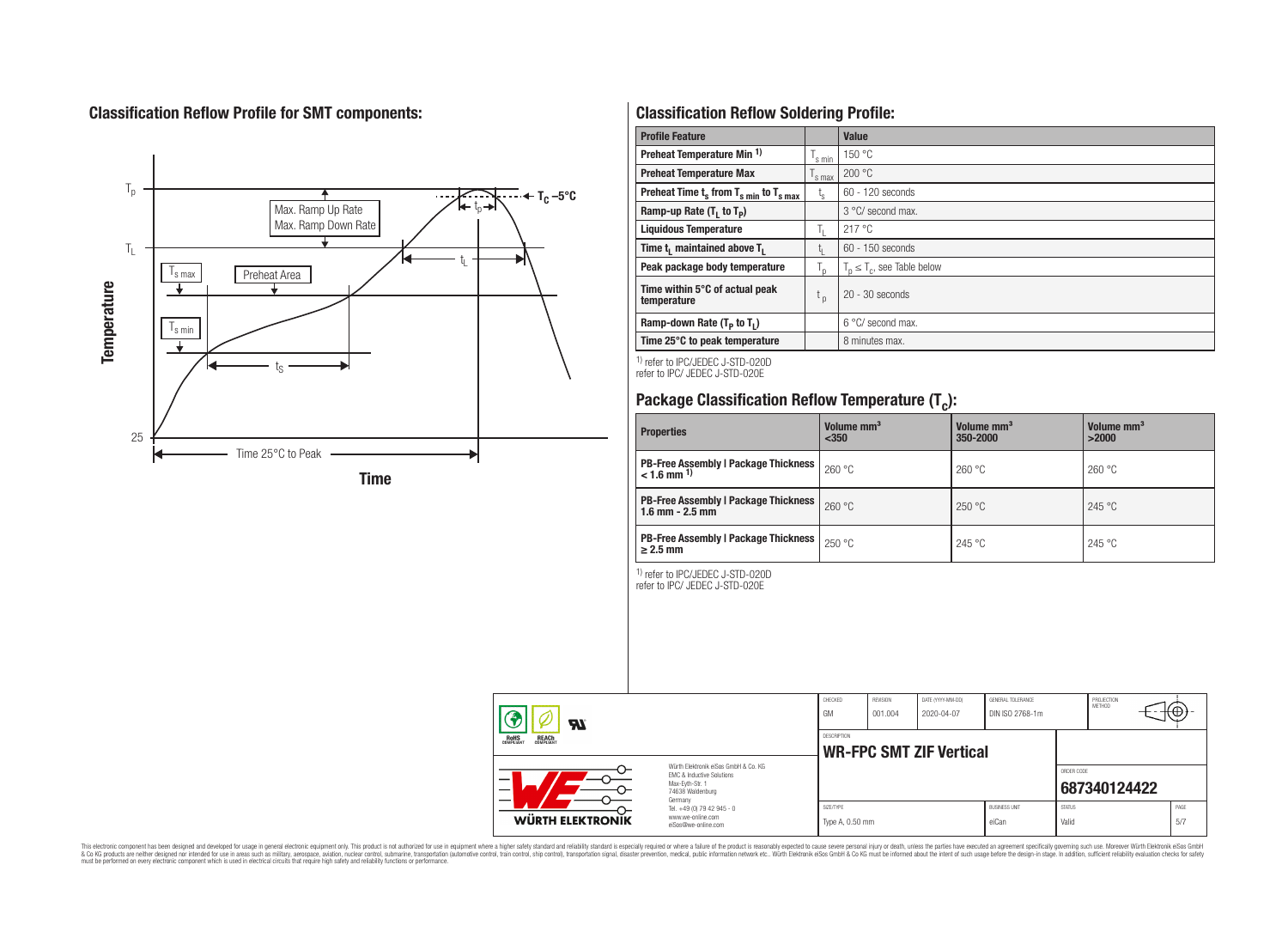## Classification Reflow Profile for SMT components:

## Classification Reflow Soldering Profile:

| Profile Feature | | Value |
|---|---|---|
| Preheat Temperature Min [1] | $T_{s\,min}$ | 150 °C |
| Preheat Temperature Max | $T_{s\,max}$ | 200 °C |
| Preheat Time $t_s$ from $T_{s\,min}$ to $T_{s\,max}$ | $t_s$ | 60 - 120 seconds |
| Ramp-up Rate ($T_L$ to $T_P$) | | 3 °C/ second max. |
| Liquidous Temperature | $T_L$ | 217 °C |
| Time $t_L$ maintained above $T_L$ | $t_L$ | 60 - 150 seconds |
| Peak package body temperature | $T_p$ | $T_p \leq T_c$, see Table below |
| Time within 5°C of actual peak temperature | $t_p$ | 20 - 30 seconds |
| Ramp-down Rate ($T_P$ to $T_L$) | | 6 °C/ second max. |
| Time 25°C to peak temperature | | 8 minutes max. |

[1] refer to IPC/JEDEC J-STD-020D
refer to IPC/ JEDEC J-STD-020E

## Package Classification Reflow Temperature ($T_C$):

| Properties | Volume mm³ <350 | Volume mm³ 350-2000 | Volume mm³ >2000 |
|---|---|---|---|
| PB-Free Assembly \| Package Thickness < 1.6 mm [1] | 260 °C | 260 °C | 260 °C |
| PB-Free Assembly \| Package Thickness 1.6 mm - 2.5 mm | 260 °C | 250 °C | 245 °C |
| PB-Free Assembly \| Package Thickness ≥ 2.5 mm | 250 °C | 245 °C | 245 °C |

[1] refer to IPC/JEDEC J-STD-020D
refer to IPC/ JEDEC J-STD-020E

| CHECKED | REVISION | DATE (YYYY-MM-DD) | GENERAL TOLERANCE |
|---|---|---|---|
| GM | 001.004 | 2020-04-07 | DIN ISO 2768-1m |

DESCRIPTION: **WR-FPC SMT ZIF Vertical**

ORDER CODE: **687340124422**

SIZE/TYPE: Type A, 0.50 mm | BUSINESS UNIT: eiCan | STATUS: Valid

Würth Elektronik eiSos GmbH & Co. KG
EMC & Inductive Solutions
Max-Eyth-Str. 1
74638 Waldenburg
Germany
Tel. +49 (0) 79 42 945 - 0
www.we-online.com
eiSos@we-online.com

This electronic component has been designed and developed for usage in general electronic equipment only. This product is not authorized for use in equipment where a higher safety standard and reliability standard is especially required or where a failure of the product is reasonably expected to cause severe personal injury or death, unless the parties have executed an agreement specifically governing such use. Moreover Würth Elektronik eiSos GmbH & Co KG products are neither designed nor intended for use in areas such as military, aerospace, aviation, nuclear control, submarine, transportation (automotive control, train control, ship control), transportation signal, disaster prevention, medical, public information network etc.. Würth Elektronik eiSos GmbH & Co KG must be informed about the intent of such usage before the design-in stage. In addition, sufficient reliability evaluation checks for safety must be performed on every electronic component which is used in electrical circuits that require high safety and reliability functions or performance.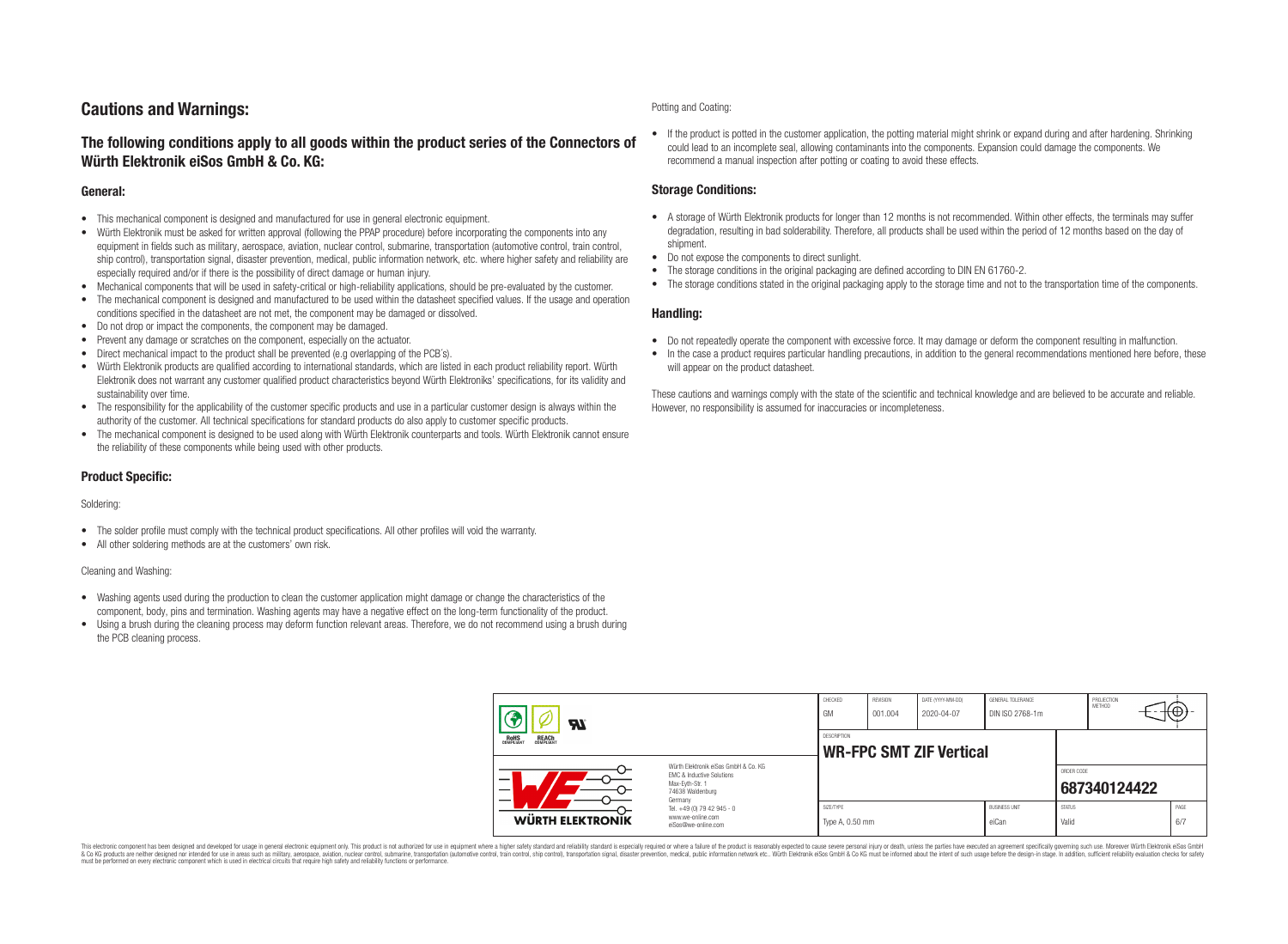## Cautions and Warnings:

### The following conditions apply to all goods within the product series of the Connectors of Würth Elektronik eiSos GmbH & Co. KG:

#### General:

- This mechanical component is designed and manufactured for use in general electronic equipment.
- Würth Elektronik must be asked for written approval (following the PPAP procedure) before incorporating the components into any equipment in fields such as military, aerospace, aviation, nuclear control, submarine, transportation (automotive control, train control, ship control), transportation signal, disaster prevention, medical, public information network, etc. where higher safety and reliability are especially required and/or if there is the possibility of direct damage or human injury.
- Mechanical components that will be used in safety-critical or high-reliability applications, should be pre-evaluated by the customer.
- The mechanical component is designed and manufactured to be used within the datasheet specified values. If the usage and operation conditions specified in the datasheet are not met, the component may be damaged or dissolved.
- Do not drop or impact the components, the component may be damaged.
- Prevent any damage or scratches on the component, especially on the actuator.
- Direct mechanical impact to the product shall be prevented (e.g overlapping of the PCB´s).
- Würth Elektronik products are qualified according to international standards, which are listed in each product reliability report. Würth Elektronik does not warrant any customer qualified product characteristics beyond Würth Elektroniks' specifications, for its validity and sustainability over time.
- The responsibility for the applicability of the customer specific products and use in a particular customer design is always within the authority of the customer. All technical specifications for standard products do also apply to customer specific products.
- The mechanical component is designed to be used along with Würth Elektronik counterparts and tools. Würth Elektronik cannot ensure the reliability of these components while being used with other products.

#### Product Specific:

Soldering:

- The solder profile must comply with the technical product specifications. All other profiles will void the warranty.
- All other soldering methods are at the customers' own risk.

Cleaning and Washing:

- Washing agents used during the production to clean the customer application might damage or change the characteristics of the component, body, pins and termination. Washing agents may have a negative effect on the long-term functionality of the product.
- Using a brush during the cleaning process may deform function relevant areas. Therefore, we do not recommend using a brush during the PCB cleaning process.

Potting and Coating:

- If the product is potted in the customer application, the potting material might shrink or expand during and after hardening. Shrinking could lead to an incomplete seal, allowing contaminants into the components. Expansion could damage the components. We recommend a manual inspection after potting or coating to avoid these effects.

#### Storage Conditions:

- A storage of Würth Elektronik products for longer than 12 months is not recommended. Within other effects, the terminals may suffer degradation, resulting in bad solderability. Therefore, all products shall be used within the period of 12 months based on the day of shipment.
- Do not expose the components to direct sunlight.
- The storage conditions in the original packaging are defined according to DIN EN 61760-2.
- The storage conditions stated in the original packaging apply to the storage time and not to the transportation time of the components.

#### Handling:

- Do not repeatedly operate the component with excessive force. It may damage or deform the component resulting in malfunction.
- In the case a product requires particular handling precautions, in addition to the general recommendations mentioned here before, these will appear on the product datasheet.

These cautions and warnings comply with the state of the scientific and technical knowledge and are believed to be accurate and reliable. However, no responsibility is assumed for inaccuracies or incompleteness.

| CHECKED | REVISION | DATE (YYYY-MM-DD) | GENERAL TOLERANCE | PROJECTION METHOD |
|---|---|---|---|---|
| GM | 001.004 | 2020-04-07 | DIN ISO 2768-1m | |

| DESCRIPTION | ORDER CODE |
|---|---|
| WR-FPC SMT ZIF Vertical | 687340124422 |

| SIZE/TYPE | BUSINESS UNIT | STATUS | PAGE |
|---|---|---|---|
| Type A, 0.50 mm | eiCan | Valid | 6/7 |

Würth Elektronik eiSos GmbH & Co. KG
EMC & Inductive Solutions
Max-Eyth-Str. 1
74638 Waldenburg
Germany
Tel. +49 (0) 79 42 945 - 0
www.we-online.com
eiSos@we-online.com

This electronic component has been designed and developed for usage in general electronic equipment only. This product is not authorized for use in equipment where a higher safety standard and reliability standard is especially required or where a failure of the product is reasonably expected to cause severe personal injury or death, unless the parties have executed an agreement specifically governing such use. Moreover Würth Elektronik eiSos GmbH & Co KG products are neither designed nor intended for use in areas such as military, aerospace, aviation, nuclear control, submarine, transportation (automotive control, train control, ship control), transportation signal, disaster prevention, medical, public information network etc.. Würth Elektronik eiSos GmbH & Co KG must be informed about the intent of such usage before the design-in stage. In addition, sufficient reliability evaluation checks for safety must be performed on every electronic component which is used in electrical circuits that require high safety and reliability functions or performance.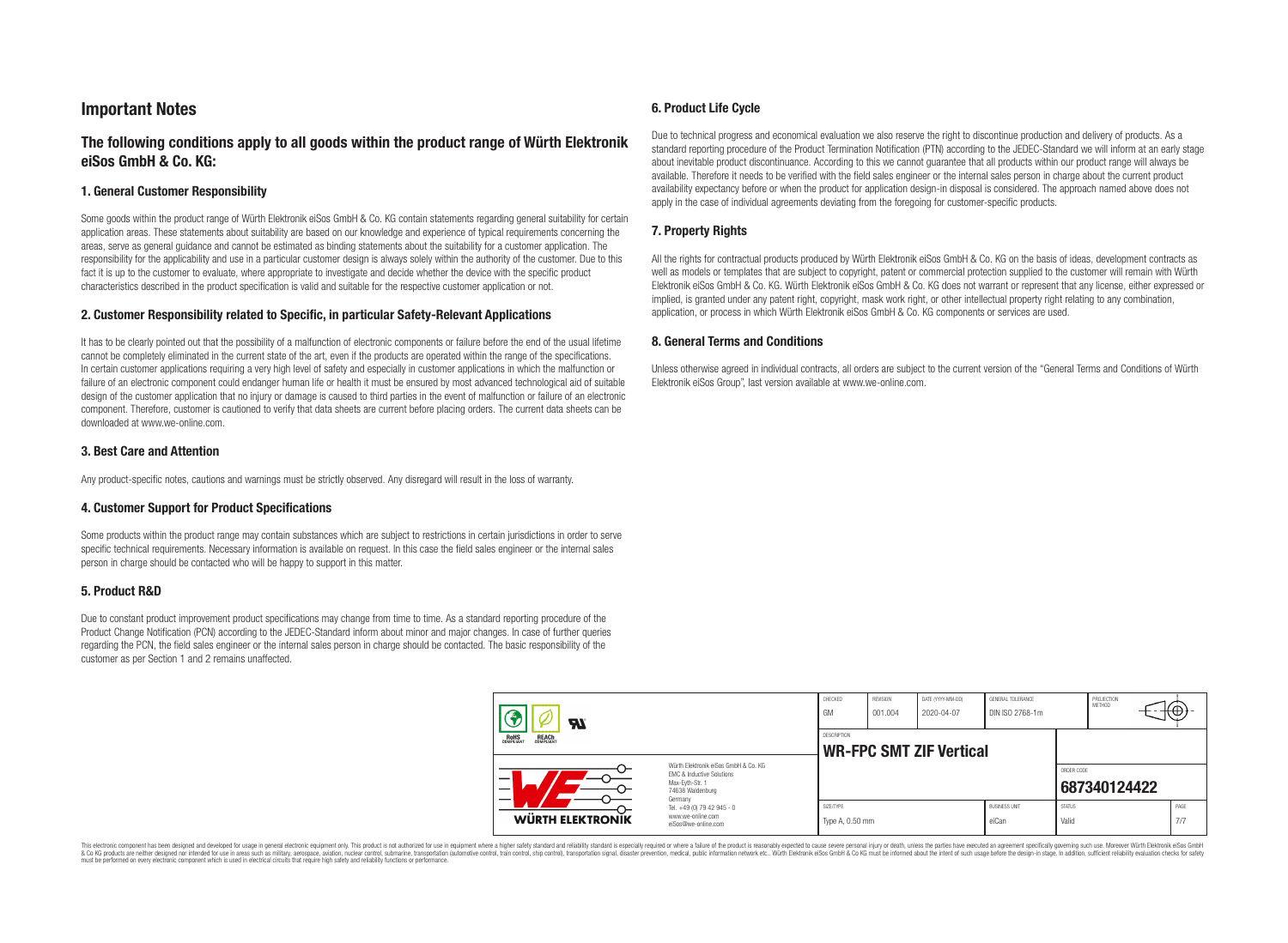# Important Notes

## The following conditions apply to all goods within the product range of Würth Elektronik eiSos GmbH & Co. KG:

### 1. General Customer Responsibility

Some goods within the product range of Würth Elektronik eiSos GmbH & Co. KG contain statements regarding general suitability for certain application areas. These statements about suitability are based on our knowledge and experience of typical requirements concerning the areas, serve as general guidance and cannot be estimated as binding statements about the suitability for a customer application. The responsibility for the applicability and use in a particular customer design is always solely within the authority of the customer. Due to this fact it is up to the customer to evaluate, where appropriate to investigate and decide whether the device with the specific product characteristics described in the product specification is valid and suitable for the respective customer application or not.

### 2. Customer Responsibility related to Specific, in particular Safety-Relevant Applications

It has to be clearly pointed out that the possibility of a malfunction of electronic components or failure before the end of the usual lifetime cannot be completely eliminated in the current state of the art, even if the products are operated within the range of the specifications. In certain customer applications requiring a very high level of safety and especially in customer applications in which the malfunction or failure of an electronic component could endanger human life or health it must be ensured by most advanced technological aid of suitable design of the customer application that no injury or damage is caused to third parties in the event of malfunction or failure of an electronic component. Therefore, customer is cautioned to verify that data sheets are current before placing orders. The current data sheets can be downloaded at www.we-online.com.

### 3. Best Care and Attention

Any product-specific notes, cautions and warnings must be strictly observed. Any disregard will result in the loss of warranty.

### 4. Customer Support for Product Specifications

Some products within the product range may contain substances which are subject to restrictions in certain jurisdictions in order to serve specific technical requirements. Necessary information is available on request. In this case the field sales engineer or the internal sales person in charge should be contacted who will be happy to support in this matter.

### 5. Product R&D

Due to constant product improvement product specifications may change from time to time. As a standard reporting procedure of the Product Change Notification (PCN) according to the JEDEC-Standard inform about minor and major changes. In case of further queries regarding the PCN, the field sales engineer or the internal sales person in charge should be contacted. The basic responsibility of the customer as per Section 1 and 2 remains unaffected.

### 6. Product Life Cycle

Due to technical progress and economical evaluation we also reserve the right to discontinue production and delivery of products. As a standard reporting procedure of the Product Termination Notification (PTN) according to the JEDEC-Standard we will inform at an early stage about inevitable product discontinuance. According to this we cannot guarantee that all products within our product range will always be available. Therefore it needs to be verified with the field sales engineer or the internal sales person in charge about the current product availability expectancy before or when the product for application design-in disposal is considered. The approach named above does not apply in the case of individual agreements deviating from the foregoing for customer-specific products.

### 7. Property Rights

All the rights for contractual products produced by Würth Elektronik eiSos GmbH & Co. KG on the basis of ideas, development contracts as well as models or templates that are subject to copyright, patent or commercial protection supplied to the customer will remain with Würth Elektronik eiSos GmbH & Co. KG. Würth Elektronik eiSos GmbH & Co. KG does not warrant or represent that any license, either expressed or implied, is granted under any patent right, copyright, mask work right, or other intellectual property right relating to any combination, application, or process in which Würth Elektronik eiSos GmbH & Co. KG components or services are used.

### 8. General Terms and Conditions

Unless otherwise agreed in individual contracts, all orders are subject to the current version of the "General Terms and Conditions of Würth Elektronik eiSos Group", last version available at www.we-online.com.

| | | | | | | |
|---|---|---|---|---|---|---|
| CHECKED GM | REVISION 001.004 | DATE (YYYY-MM-DD) 2020-04-07 | GENERAL TOLERANCE DIN ISO 2768-1m | | PROJECTION METHOD | |
| DESCRIPTION **WR-FPC SMT ZIF Vertical** | | | | | | |
| Würth Elektronik eiSos GmbH & Co. KG, EMC & Inductive Solutions, Max-Eyth-Str. 1, 74638 Waldenburg, Germany, Tel. +49 (0) 79 42 945 - 0, www.we-online.com, eiSos@we-online.com | | | | ORDER CODE **687340124422** | | |
| SIZE/TYPE Type A, 0.50 mm | | | BUSINESS UNIT eiCan | STATUS Valid | | PAGE 7/7 |

This electronic component has been designed and developed for usage in general electronic equipment only. This product is not authorized for use in equipment where a higher safety standard and reliability standard is especially required or where a failure of the product is reasonably expected to cause severe personal injury or death, unless the parties have executed an agreement specifically governing such use. Moreover Würth Elektronik eiSos GmbH & Co KG products are neither designed nor intended for use in areas such as military, aerospace, aviation, nuclear control, submarine, transportation (automotive control, train control, ship control), transportation signal, disaster prevention, medical, public information network etc.. Würth Elektronik eiSos GmbH & Co KG must be informed about the intent of such usage before the design-in stage. In addition, sufficient reliability evaluation checks for safety must be performed on every electronic component which is used in electrical circuits that require high safety and reliability functions or performance.